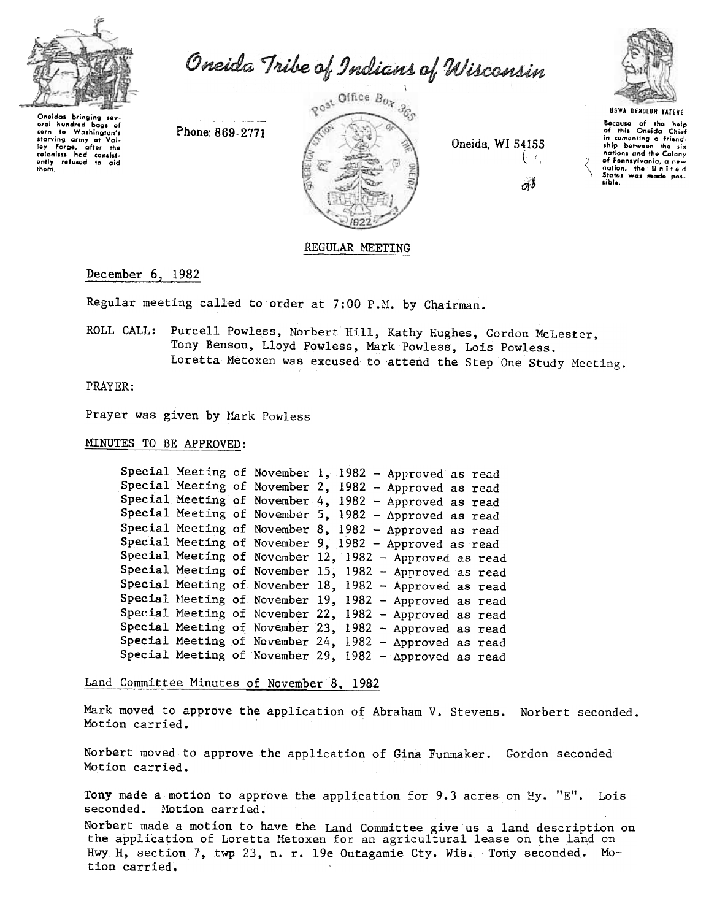# Oneida Tribe of Indians of Wisconsin

Oneidas bringing several hundred bags of corn to Washington's starving army at Valley Forge, after the colonists had consistently refused to aid them.

Phone: 869-2771

Post Office Box 365

Oneida, WI 54155

UGWA DEHOLUH YATEHE

Because of the help of this Oneida Chief in cementing a friendship between the six nations and the Colony of Pennsylvania, a new nation, the United States was made possible.

## REGULAR MEETING

December 6, 1982

Regular meeting called to order at 7:00 P.M. by Chairman.

ROLL CALL: Purcell Powless, Norbert Hill, Kathy Hughes, Gordon McLester, Tony Benson, Lloyd Powless, Mark Powless, Lois Powless. Loretta Metoxen was excused to attend the Step One Study Meeting.

PRAYER:

Prayer was given by Mark Powless

MINUTES TO BE APPROVED:

Special Meeting of November 1, 1982 - Approved as read
Special Meeting of November 2, 1982 - Approved as read
Special Meeting of November 4, 1982 - Approved as read
Special Meeting of November 5, 1982 - Approved as read
Special Meeting of November 8, 1982 - Approved as read
Special Meeting of November 9, 1982 - Approved as read
Special Meeting of November 12, 1982 - Approved as read
Special Meeting of November 15, 1982 - Approved as read
Special Meeting of November 18, 1982 - Approved as read
Special Meeting of November 19, 1982 - Approved as read
Special Meeting of November 22, 1982 - Approved as read
Special Meeting of November 23, 1982 - Approved as read
Special Meeting of November 24, 1982 - Approved as read
Special Meeting of November 29, 1982 - Approved as read

Land Committee Minutes of November 8, 1982

Mark moved to approve the application of Abraham V. Stevens. Norbert seconded. Motion carried.

Norbert moved to approve the application of Gina Funmaker. Gordon seconded Motion carried.

Tony made a motion to approve the application for 9.3 acres on Hy. "E". Lois seconded. Motion carried.

Norbert made a motion to have the Land Committee give us a land description on the application of Loretta Metoxen for an agricultural lease on the land on Hwy H, section 7, twp 23, n. r. 19e Outagamie Cty. Wis. Tony seconded. Motion carried.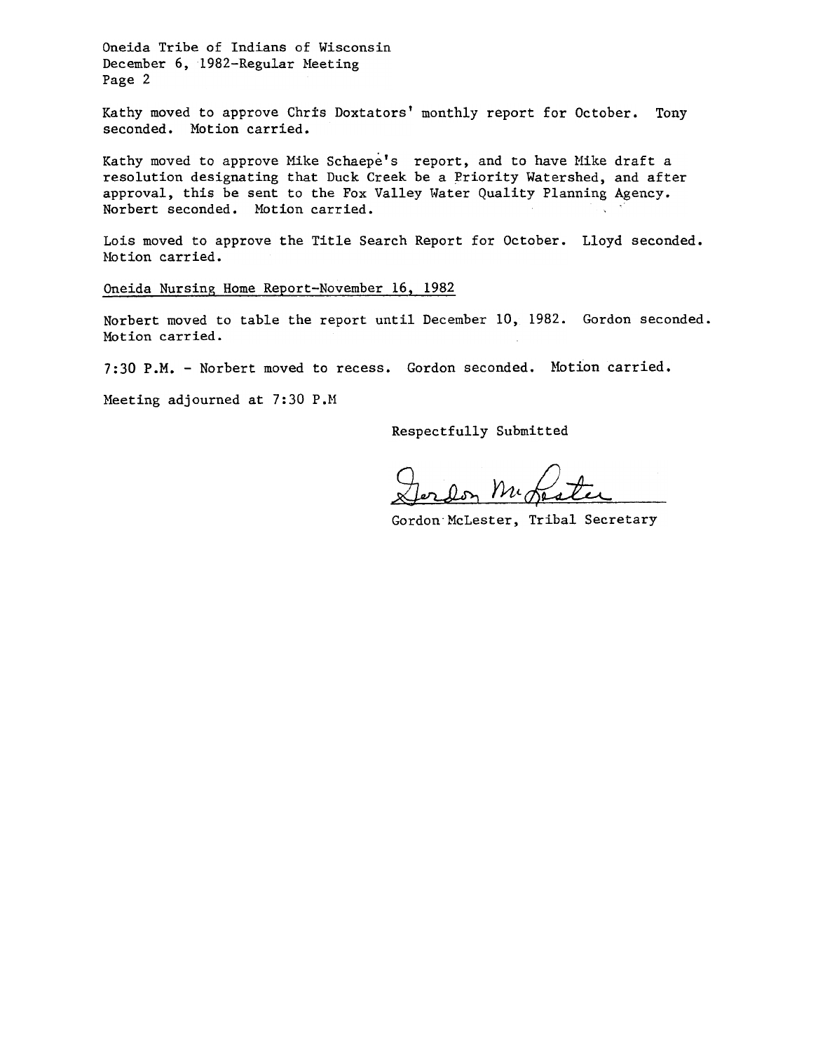Kathy moved to approve Chris Doxtators' monthly report for October. Tony seconded. Motion carried.

Kathy moved to approve Mike Schaepe's report, and to have Mike draft a resolution designating that Duck Creek be a Priority Watershed, and after approval, this be sent to the Fox Valley Water Quality Planning Agency. Norbert seconded. Motion carried.

Lois moved to approve the Title Search Report for October. Lloyd seconded. Motion carried.

Oneida Nursing Home Report-November 16, 1982

Norbert moved to table the report until December 10, 1982. Gordon seconded. Motion carried.

7:30 P.M. - Norbert moved to recess. Gordon seconded. Motion carried.

Meeting adjourned at 7:30 P.M

Respectfully Submitted

Gordon McLester

Gordon McLester, Tribal Secretary